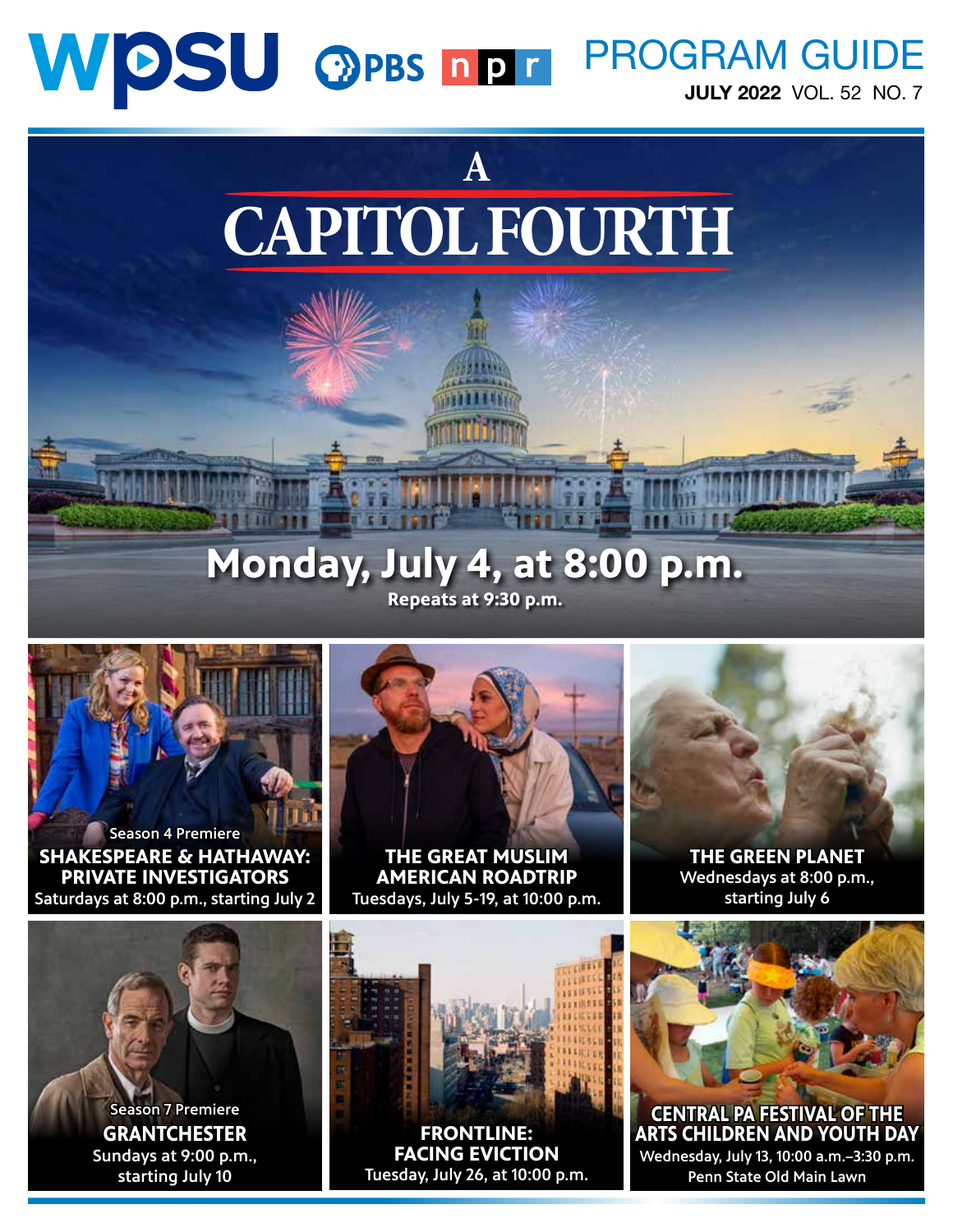# WPSU PBS NPR PROGRAM GUIDE

**JULY 2022** VOL. 52 NO. 7

## A CAPITOL FOURTH

**Monday, July 4, at 8:00 p.m.**

Repeats at 9:30 p.m.

Season 4 Premiere

**SHAKESPEARE & HATHAWAY: PRIVATE INVESTIGATORS**

Saturdays at 8:00 p.m., starting July 2

**THE GREAT MUSLIM AMERICAN ROADTRIP**

Tuesdays, July 5-19, at 10:00 p.m.

**THE GREEN PLANET**

Wednesdays at 8:00 p.m., starting July 6

Season 7 Premiere

**GRANTCHESTER**

Sundays at 9:00 p.m., starting July 10

**FRONTLINE: FACING EVICTION**

Tuesday, July 26, at 10:00 p.m.

**CENTRAL PA FESTIVAL OF THE ARTS CHILDREN AND YOUTH DAY**

Wednesday, July 13, 10:00 a.m.–3:30 p.m.

Penn State Old Main Lawn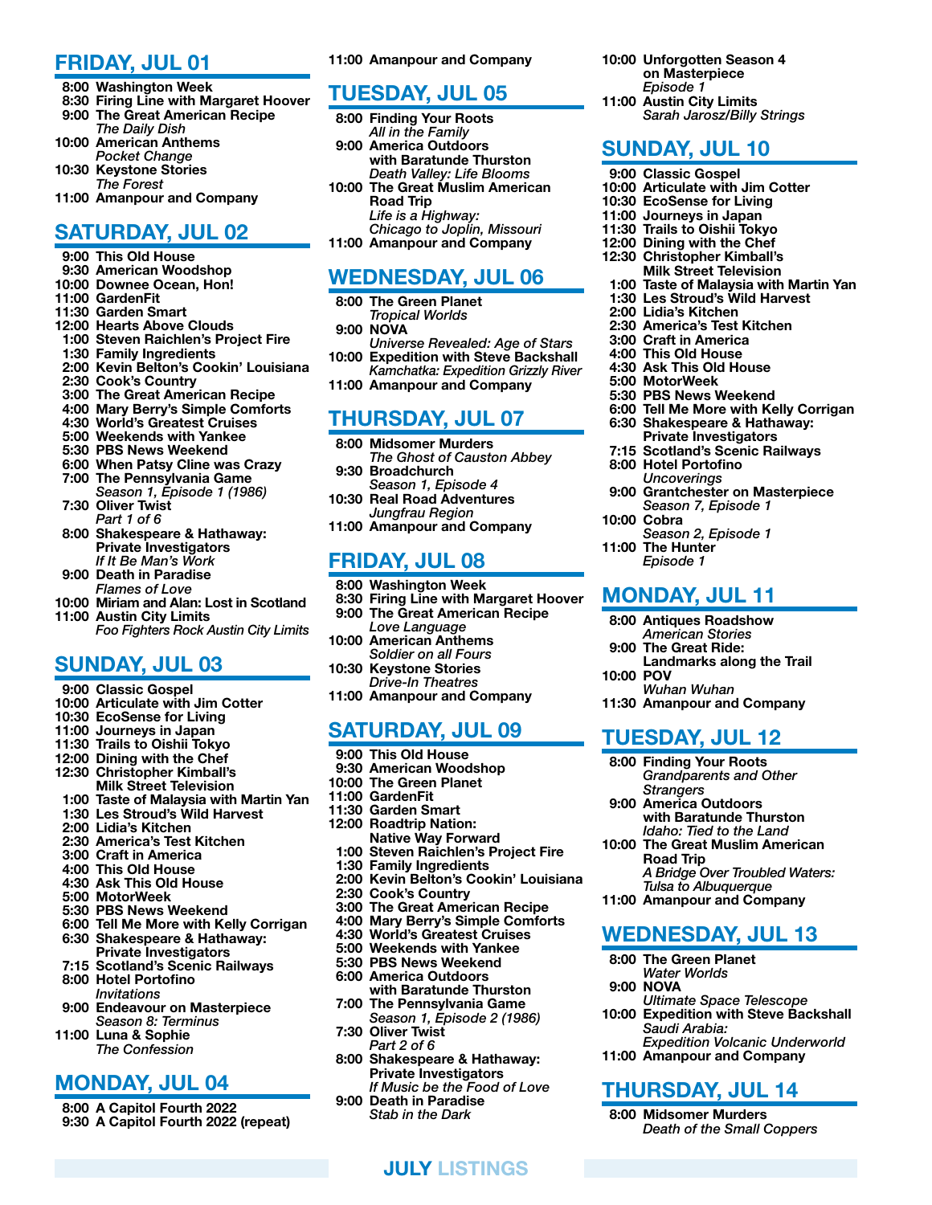## FRIDAY, JUL 01

- **8:00 Washington Week**
- **8:30 Firing Line with Margaret Hoover**
- **9:00 The Great American Recipe**
  *The Daily Dish*
- **10:00 American Anthems**
  *Pocket Change*
- **10:30 Keystone Stories**
  *The Forest*
- **11:00 Amanpour and Company**

## SATURDAY, JUL 02

- **9:00 This Old House**
- **9:30 American Woodshop**
- **10:00 Downee Ocean, Hon!**
- **11:00 GardenFit**
- **11:30 Garden Smart**
- **12:00 Hearts Above Clouds**
- **1:00 Steven Raichlen's Project Fire**
- **1:30 Family Ingredients**
- **2:00 Kevin Belton's Cookin' Louisiana**
- **2:30 Cook's Country**
- **3:00 The Great American Recipe**
- **4:00 Mary Berry's Simple Comforts**
- **4:30 World's Greatest Cruises**
- **5:00 Weekends with Yankee**
- **5:30 PBS News Weekend**
- **6:00 When Patsy Cline was Crazy**
- **7:00 The Pennsylvania Game**
  *Season 1, Episode 1 (1986)*
- **7:30 Oliver Twist**
  *Part 1 of 6*
- **8:00 Shakespeare & Hathaway: Private Investigators**
  *If It Be Man's Work*
- **9:00 Death in Paradise**
  *Flames of Love*
- **10:00 Miriam and Alan: Lost in Scotland**
- **11:00 Austin City Limits**
  *Foo Fighters Rock Austin City Limits*

## SUNDAY, JUL 03

- **9:00 Classic Gospel**
- **10:00 Articulate with Jim Cotter**
- **10:30 EcoSense for Living**
- **11:00 Journeys in Japan**
- **11:30 Trails to Oishii Tokyo**
- **12:00 Dining with the Chef**
- **12:30 Christopher Kimball's Milk Street Television**
- **1:00 Taste of Malaysia with Martin Yan**
- **1:30 Les Stroud's Wild Harvest**
- **2:00 Lidia's Kitchen**
- **2:30 America's Test Kitchen**
- **3:00 Craft in America**
- **4:00 This Old House**
- **4:30 Ask This Old House**
- **5:00 MotorWeek**
- **5:30 PBS News Weekend**
- **6:00 Tell Me More with Kelly Corrigan**
- **6:30 Shakespeare & Hathaway: Private Investigators**
- **7:15 Scotland's Scenic Railways**
- **8:00 Hotel Portofino**
  *Invitations*
- **9:00 Endeavour on Masterpiece**
  *Season 8: Terminus*
- **11:00 Luna & Sophie**
  *The Confession*

## MONDAY, JUL 04

- **8:00 A Capitol Fourth 2022**
- **9:30 A Capitol Fourth 2022 (repeat)**
- **11:00 Amanpour and Company**

## TUESDAY, JUL 05

- **8:00 Finding Your Roots**
  *All in the Family*
- **9:00 America Outdoors with Baratunde Thurston**
  *Death Valley: Life Blooms*
- **10:00 The Great Muslim American Road Trip**
  *Life is a Highway: Chicago to Joplin, Missouri*
- **11:00 Amanpour and Company**

## WEDNESDAY, JUL 06

- **8:00 The Green Planet**
  *Tropical Worlds*
- **9:00 NOVA**
  *Universe Revealed: Age of Stars*
- **10:00 Expedition with Steve Backshall**
  *Kamchatka: Expedition Grizzly River*
- **11:00 Amanpour and Company**

## THURSDAY, JUL 07

- **8:00 Midsomer Murders**
  *The Ghost of Causton Abbey*
- **9:30 Broadchurch**
  *Season 1, Episode 4*
- **10:30 Real Road Adventures**
  *Jungfrau Region*
- **11:00 Amanpour and Company**

## FRIDAY, JUL 08

- **8:00 Washington Week**
- **8:30 Firing Line with Margaret Hoover**
- **9:00 The Great American Recipe**
  *Love Language*
- **10:00 American Anthems**
  *Soldier on all Fours*
- **10:30 Keystone Stories**
  *Drive-In Theatres*
- **11:00 Amanpour and Company**

## SATURDAY, JUL 09

- **9:00 This Old House**
- **9:30 American Woodshop**
- **10:00 The Green Planet**
- **11:00 GardenFit**
- **11:30 Garden Smart**
- **12:00 Roadtrip Nation: Native Way Forward**
- **1:00 Steven Raichlen's Project Fire**
- **1:30 Family Ingredients**
- **2:00 Kevin Belton's Cookin' Louisiana**
- **2:30 Cook's Country**
- **3:00 The Great American Recipe**
- **4:00 Mary Berry's Simple Comforts**
- **4:30 World's Greatest Cruises**
- **5:00 Weekends with Yankee**
- **5:30 PBS News Weekend**
- **6:00 America Outdoors with Baratunde Thurston**
- **7:00 The Pennsylvania Game**
  *Season 1, Episode 2 (1986)*
- **7:30 Oliver Twist**
  *Part 2 of 6*
- **8:00 Shakespeare & Hathaway: Private Investigators**
  *If Music be the Food of Love*
- **9:00 Death in Paradise**
  *Stab in the Dark*
- **10:00 Unforgotten Season 4 on Masterpiece**
  *Episode 1*
- **11:00 Austin City Limits**
  *Sarah Jarosz/Billy Strings*

## SUNDAY, JUL 10

- **9:00 Classic Gospel**
- **10:00 Articulate with Jim Cotter**
- **10:30 EcoSense for Living**
- **11:00 Journeys in Japan**
- **11:30 Trails to Oishii Tokyo**
- **12:00 Dining with the Chef**
- **12:30 Christopher Kimball's Milk Street Television**
- **1:00 Taste of Malaysia with Martin Yan**
- **1:30 Les Stroud's Wild Harvest**
- **2:00 Lidia's Kitchen**
- **2:30 America's Test Kitchen**
- **3:00 Craft in America**
- **4:00 This Old House**
- **4:30 Ask This Old House**
- **5:00 MotorWeek**
- **5:30 PBS News Weekend**
- **6:00 Tell Me More with Kelly Corrigan**
- **6:30 Shakespeare & Hathaway: Private Investigators**
- **7:15 Scotland's Scenic Railways**
- **8:00 Hotel Portofino**
  *Uncoverings*
- **9:00 Grantchester on Masterpiece**
  *Season 7, Episode 1*
- **10:00 Cobra**
  *Season 2, Episode 1*
- **11:00 The Hunter**
  *Episode 1*

## MONDAY, JUL 11

- **8:00 Antiques Roadshow**
  *American Stories*
- **9:00 The Great Ride: Landmarks along the Trail**
- **10:00 POV**
  *Wuhan Wuhan*
- **11:30 Amanpour and Company**

## TUESDAY, JUL 12

- **8:00 Finding Your Roots**
  *Grandparents and Other Strangers*
- **9:00 America Outdoors with Baratunde Thurston**
  *Idaho: Tied to the Land*
- **10:00 The Great Muslim American Road Trip**
  *A Bridge Over Troubled Waters: Tulsa to Albuquerque*
- **11:00 Amanpour and Company**

## WEDNESDAY, JUL 13

- **8:00 The Green Planet**
  *Water Worlds*
- **9:00 NOVA**
  *Ultimate Space Telescope*
- **10:00 Expedition with Steve Backshall**
  *Saudi Arabia: Expedition Volcanic Underworld*
- **11:00 Amanpour and Company**

## THURSDAY, JUL 14

- **8:00 Midsomer Murders**
  *Death of the Small Coppers*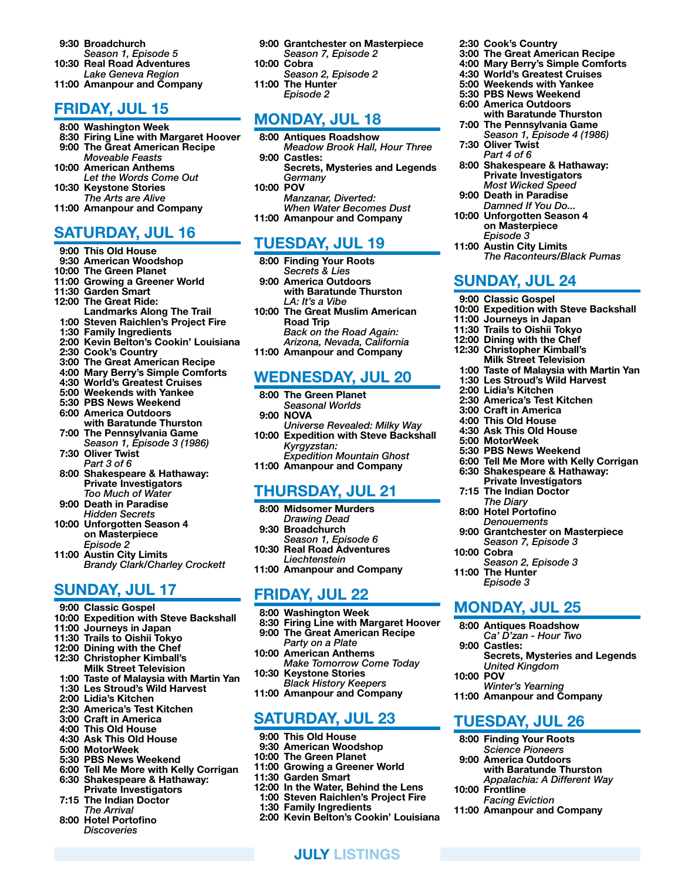**9:30 Broadchurch**
*Season 1, Episode 5*
**10:30 Real Road Adventures**
*Lake Geneva Region*
**11:00 Amanpour and Company**

## FRIDAY, JUL 15

**8:00 Washington Week**
**8:30 Firing Line with Margaret Hoover**
**9:00 The Great American Recipe**
*Moveable Feasts*
**10:00 American Anthems**
*Let the Words Come Out*
**10:30 Keystone Stories**
*The Arts are Alive*
**11:00 Amanpour and Company**

## SATURDAY, JUL 16

**9:00 This Old House**
**9:30 American Woodshop**
**10:00 The Green Planet**
**11:00 Growing a Greener World**
**11:30 Garden Smart**
**12:00 The Great Ride: Landmarks Along The Trail**
**1:00 Steven Raichlen's Project Fire**
**1:30 Family Ingredients**
**2:00 Kevin Belton's Cookin' Louisiana**
**2:30 Cook's Country**
**3:00 The Great American Recipe**
**4:00 Mary Berry's Simple Comforts**
**4:30 World's Greatest Cruises**
**5:00 Weekends with Yankee**
**5:30 PBS News Weekend**
**6:00 America Outdoors with Baratunde Thurston**
**7:00 The Pennsylvania Game**
*Season 1, Episode 3 (1986)*
**7:30 Oliver Twist**
*Part 3 of 6*
**8:00 Shakespeare & Hathaway: Private Investigators**
*Too Much of Water*
**9:00 Death in Paradise**
*Hidden Secrets*
**10:00 Unforgotten Season 4 on Masterpiece**
*Episode 2*
**11:00 Austin City Limits**
*Brandy Clark/Charley Crockett*

## SUNDAY, JUL 17

**9:00 Classic Gospel**
**10:00 Expedition with Steve Backshall**
**11:00 Journeys in Japan**
**11:30 Trails to Oishii Tokyo**
**12:00 Dining with the Chef**
**12:30 Christopher Kimball's Milk Street Television**
**1:00 Taste of Malaysia with Martin Yan**
**1:30 Les Stroud's Wild Harvest**
**2:00 Lidia's Kitchen**
**2:30 America's Test Kitchen**
**3:00 Craft in America**
**4:00 This Old House**
**4:30 Ask This Old House**
**5:00 MotorWeek**
**5:30 PBS News Weekend**
**6:00 Tell Me More with Kelly Corrigan**
**6:30 Shakespeare & Hathaway: Private Investigators**
**7:15 The Indian Doctor**
*The Arrival*
**8:00 Hotel Portofino**
*Discoveries*

**9:00 Grantchester on Masterpiece**
*Season 7, Episode 2*
**10:00 Cobra**
*Season 2, Episode 2*
**11:00 The Hunter**
*Episode 2*

## MONDAY, JUL 18

**8:00 Antiques Roadshow**
*Meadow Brook Hall, Hour Three*
**9:00 Castles: Secrets, Mysteries and Legends**
*Germany*
**10:00 POV**
*Manzanar, Diverted: When Water Becomes Dust*
**11:00 Amanpour and Company**

## TUESDAY, JUL 19

**8:00 Finding Your Roots**
*Secrets & Lies*
**9:00 America Outdoors with Baratunde Thurston**
*LA: It's a Vibe*
**10:00 The Great Muslim American Road Trip**
*Back on the Road Again: Arizona, Nevada, California*
**11:00 Amanpour and Company**

## WEDNESDAY, JUL 20

**8:00 The Green Planet**
*Seasonal Worlds*
**9:00 NOVA**
*Universe Revealed: Milky Way*
**10:00 Expedition with Steve Backshall**
*Kyrgyzstan: Expedition Mountain Ghost*
**11:00 Amanpour and Company**

## THURSDAY, JUL 21

**8:00 Midsomer Murders**
*Drawing Dead*
**9:30 Broadchurch**
*Season 1, Episode 6*
**10:30 Real Road Adventures**
*Liechtenstein*
**11:00 Amanpour and Company**

## FRIDAY, JUL 22

**8:00 Washington Week**
**8:30 Firing Line with Margaret Hoover**
**9:00 The Great American Recipe**
*Party on a Plate*
**10:00 American Anthems**
*Make Tomorrow Come Today*
**10:30 Keystone Stories**
*Black History Keepers*
**11:00 Amanpour and Company**

## SATURDAY, JUL 23

**9:00 This Old House**
**9:30 American Woodshop**
**10:00 The Green Planet**
**11:00 Growing a Greener World**
**11:30 Garden Smart**
**12:00 In the Water, Behind the Lens**
**1:00 Steven Raichlen's Project Fire**
**1:30 Family Ingredients**
**2:00 Kevin Belton's Cookin' Louisiana**
**2:30 Cook's Country**
**3:00 The Great American Recipe**
**4:00 Mary Berry's Simple Comforts**
**4:30 World's Greatest Cruises**
**5:00 Weekends with Yankee**
**5:30 PBS News Weekend**
**6:00 America Outdoors with Baratunde Thurston**
**7:00 The Pennsylvania Game**
*Season 1, Episode 4 (1986)*
**7:30 Oliver Twist**
*Part 4 of 6*
**8:00 Shakespeare & Hathaway: Private Investigators**
*Most Wicked Speed*
**9:00 Death in Paradise**
*Damned If You Do...*
**10:00 Unforgotten Season 4 on Masterpiece**
*Episode 3*
**11:00 Austin City Limits**
*The Raconteurs/Black Pumas*

## SUNDAY, JUL 24

**9:00 Classic Gospel**
**10:00 Expedition with Steve Backshall**
**11:00 Journeys in Japan**
**11:30 Trails to Oishii Tokyo**
**12:00 Dining with the Chef**
**12:30 Christopher Kimball's Milk Street Television**
**1:00 Taste of Malaysia with Martin Yan**
**1:30 Les Stroud's Wild Harvest**
**2:00 Lidia's Kitchen**
**2:30 America's Test Kitchen**
**3:00 Craft in America**
**4:00 This Old House**
**4:30 Ask This Old House**
**5:00 MotorWeek**
**5:30 PBS News Weekend**
**6:00 Tell Me More with Kelly Corrigan**
**6:30 Shakespeare & Hathaway: Private Investigators**
**7:15 The Indian Doctor**
*The Diary*
**8:00 Hotel Portofino**
*Denouements*
**9:00 Grantchester on Masterpiece**
*Season 7, Episode 3*
**10:00 Cobra**
*Season 2, Episode 3*
**11:00 The Hunter**
*Episode 3*

## MONDAY, JUL 25

**8:00 Antiques Roadshow**
*Ca' D'zan - Hour Two*
**9:00 Castles: Secrets, Mysteries and Legends**
*United Kingdom*
**10:00 POV**
*Winter's Yearning*
**11:00 Amanpour and Company**

## TUESDAY, JUL 26

**8:00 Finding Your Roots**
*Science Pioneers*
**9:00 America Outdoors with Baratunde Thurston**
*Appalachia: A Different Way*
**10:00 Frontline**
*Facing Eviction*
**11:00 Amanpour and Company**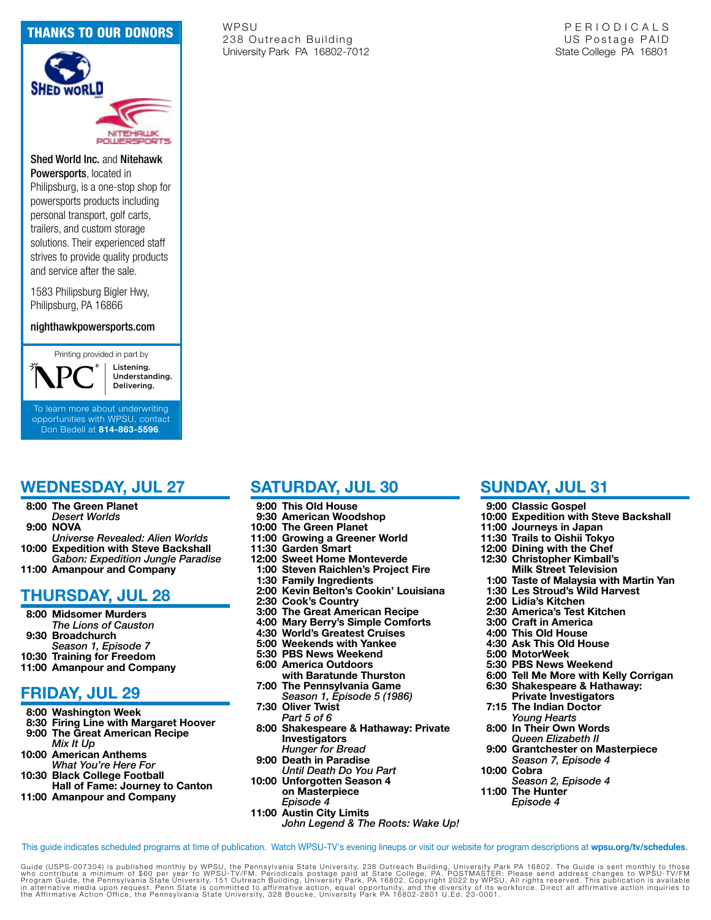## THANKS TO OUR DONORS

SHED WORLD

NITEHAWK POWERSPORTS

**Shed World Inc.** and **Nitehawk Powersports**, located in Philipsburg, is a one-stop shop for powersports products including personal transport, golf carts, trailers, and custom storage solutions. Their experienced staff strives to provide quality products and service after the sale.

1583 Philipsburg Bigler Hwy, Philipsburg, PA 16866

nighthawkpowersports.com

Printing provided in part by

NPC® Listening. Understanding. Delivering.

To learn more about underwriting opportunities with WPSU, contact Don Bedell at **814-863-5596**.

WPSU
238 Outreach Building
University Park PA 16802-7012

PERIODICALS
US Postage PAID
State College PA 16801

## WEDNESDAY, JUL 27

**8:00 The Green Planet**
*Desert Worlds*
**9:00 NOVA**
*Universe Revealed: Alien Worlds*
**10:00 Expedition with Steve Backshall**
*Gabon: Expedition Jungle Paradise*
**11:00 Amanpour and Company**

## THURSDAY, JUL 28

**8:00 Midsomer Murders**
*The Lions of Causton*
**9:30 Broadchurch**
*Season 1, Episode 7*
**10:30 Training for Freedom**
**11:00 Amanpour and Company**

## FRIDAY, JUL 29

**8:00 Washington Week**
**8:30 Firing Line with Margaret Hoover**
**9:00 The Great American Recipe**
*Mix It Up*
**10:00 American Anthems**
*What You're Here For*
**10:30 Black College Football Hall of Fame: Journey to Canton**
**11:00 Amanpour and Company**

## SATURDAY, JUL 30

**9:00 This Old House**
**9:30 American Woodshop**
**10:00 The Green Planet**
**11:00 Growing a Greener World**
**11:30 Garden Smart**
**12:00 Sweet Home Monteverde**
**1:00 Steven Raichlen's Project Fire**
**1:30 Family Ingredients**
**2:00 Kevin Belton's Cookin' Louisiana**
**2:30 Cook's Country**
**3:00 The Great American Recipe**
**4:00 Mary Berry's Simple Comforts**
**4:30 World's Greatest Cruises**
**5:00 Weekends with Yankee**
**5:30 PBS News Weekend**
**6:00 America Outdoors with Baratunde Thurston**
**7:00 The Pennsylvania Game**
*Season 1, Episode 5 (1986)*
**7:30 Oliver Twist**
*Part 5 of 6*
**8:00 Shakespeare & Hathaway: Private Investigators**
*Hunger for Bread*
**9:00 Death in Paradise**
*Until Death Do You Part*
**10:00 Unforgotten Season 4 on Masterpiece**
*Episode 4*
**11:00 Austin City Limits**
*John Legend & The Roots: Wake Up!*

## SUNDAY, JUL 31

**9:00 Classic Gospel**
**10:00 Expedition with Steve Backshall**
**11:00 Journeys in Japan**
**11:30 Trails to Oishii Tokyo**
**12:00 Dining with the Chef**
**12:30 Christopher Kimball's Milk Street Television**
**1:00 Taste of Malaysia with Martin Yan**
**1:30 Les Stroud's Wild Harvest**
**2:00 Lidia's Kitchen**
**2:30 America's Test Kitchen**
**3:00 Craft in America**
**4:00 This Old House**
**4:30 Ask This Old House**
**5:00 MotorWeek**
**5:30 PBS News Weekend**
**6:00 Tell Me More with Kelly Corrigan**
**6:30 Shakespeare & Hathaway: Private Investigators**
**7:15 The Indian Doctor**
*Young Hearts*
**8:00 In Their Own Words**
*Queen Elizabeth II*
**9:00 Grantchester on Masterpiece**
*Season 7, Episode 4*
**10:00 Cobra**
*Season 2, Episode 4*
**11:00 The Hunter**
*Episode 4*

This guide indicates scheduled programs at time of publication. Watch WPSU-TV's evening lineups or visit our website for program descriptions at **wpsu.org/tv/schedules**.

Guide (USPS-007304) is published monthly by WPSU, the Pennsylvania State University, 238 Outreach Building, University Park PA 16802. The Guide is sent monthly to those who contribute a minimum of $60 per year to WPSU-TV/FM. Periodicals postage paid at State College, PA. POSTMASTER: Please send address changes to WPSU-TV/FM Program Guide, the Pennsylvania State University, 151 Outreach Building, University Park, PA 16802. Copyright 2022 by WPSU. All rights reserved. This publication is available in alternative media upon request. Penn State is committed to affirmative action, equal opportunity, and the diversity of its workforce. Direct all affirmative action inquiries to the Affirmative Action Office, the Pennsylvania State University, 328 Boucke, University Park PA 16802-2801 U.Ed. 23-0001.